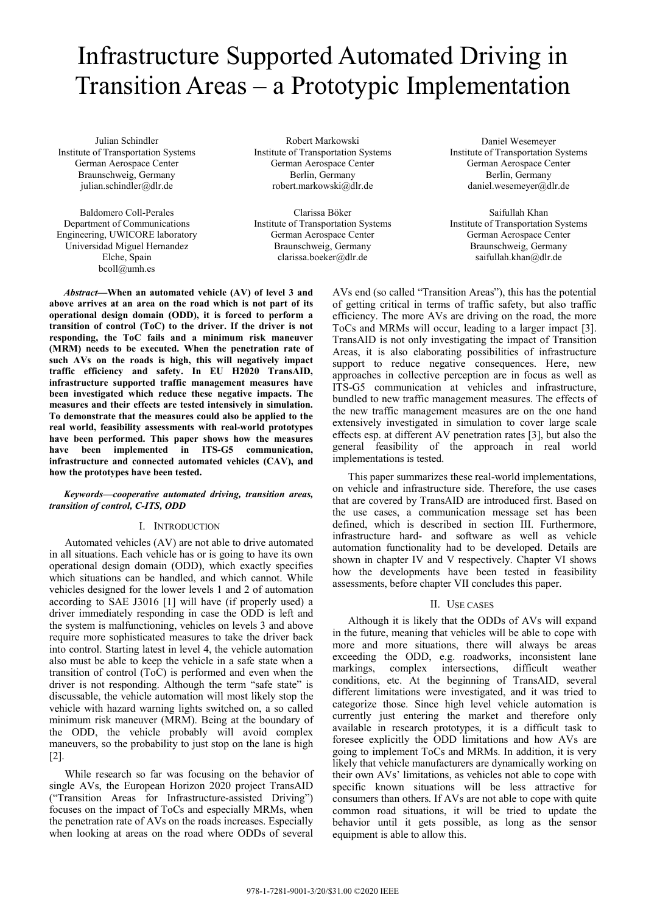# Infrastructure Supported Automated Driving in Transition Areas – a Prototypic Implementation

Julian Schindler
Institute of Transportation Systems
German Aerospace Center
Braunschweig, Germany
julian.schindler@dlr.de

Robert Markowski
Institute of Transportation Systems
German Aerospace Center
Berlin, Germany
robert.markowski@dlr.de

Daniel Wesemeyer
Institute of Transportation Systems
German Aerospace Center
Berlin, Germany
daniel.wesemeyer@dlr.de

Baldomero Coll-Perales
Department of Communications Engineering, UWICORE laboratory
Universidad Miguel Hernandez
Elche, Spain
bcoll@umh.es

Clarissa Böker
Institute of Transportation Systems
German Aerospace Center
Braunschweig, Germany
clarissa.boeker@dlr.de

Saifullah Khan
Institute of Transportation Systems
German Aerospace Center
Braunschweig, Germany
saifullah.khan@dlr.de

***Abstract*—When an automated vehicle (AV) of level 3 and above arrives at an area on the road which is not part of its operational design domain (ODD), it is forced to perform a transition of control (ToC) to the driver. If the driver is not responding, the ToC fails and a minimum risk maneuver (MRM) needs to be executed. When the penetration rate of such AVs on the roads is high, this will negatively impact traffic efficiency and safety. In EU H2020 TransAID, infrastructure supported traffic management measures have been investigated which reduce these negative impacts. The measures and their effects are tested intensively in simulation. To demonstrate that the measures could also be applied to the real world, feasibility assessments with real-world prototypes have been performed. This paper shows how the measures have been implemented in ITS-G5 communication, infrastructure and connected automated vehicles (CAV), and how the prototypes have been tested.**

***Keywords*—cooperative automated driving, transition areas, transition of control, C-ITS, ODD**

## I. Introduction

Automated vehicles (AV) are not able to drive automated in all situations. Each vehicle has or is going to have its own operational design domain (ODD), which exactly specifies which situations can be handled, and which cannot. While vehicles designed for the lower levels 1 and 2 of automation according to SAE J3016 [1] will have (if properly used) a driver immediately responding in case the ODD is left and the system is malfunctioning, vehicles on levels 3 and above require more sophisticated measures to take the driver back into control. Starting latest in level 4, the vehicle automation also must be able to keep the vehicle in a safe state when a transition of control (ToC) is performed and even when the driver is not responding. Although the term "safe state" is discussable, the vehicle automation will most likely stop the vehicle with hazard warning lights switched on, a so called minimum risk maneuver (MRM). Being at the boundary of the ODD, the vehicle probably will avoid complex maneuvers, so the probability to just stop on the lane is high [2].

While research so far was focusing on the behavior of single AVs, the European Horizon 2020 project TransAID ("Transition Areas for Infrastructure-assisted Driving") focuses on the impact of ToCs and especially MRMs, when the penetration rate of AVs on the roads increases. Especially when looking at areas on the road where ODDs of several AVs end (so called "Transition Areas"), this has the potential of getting critical in terms of traffic safety, but also traffic efficiency. The more AVs are driving on the road, the more ToCs and MRMs will occur, leading to a larger impact [3]. TransAID is not only investigating the impact of Transition Areas, it is also elaborating possibilities of infrastructure support to reduce negative consequences. Here, new approaches in collective perception are in focus as well as ITS-G5 communication at vehicles and infrastructure, bundled to new traffic management measures. The effects of the new traffic management measures are on the one hand extensively investigated in simulation to cover large scale effects esp. at different AV penetration rates [3], but also the general feasibility of the approach in real world implementations is tested.

This paper summarizes these real-world implementations, on vehicle and infrastructure side. Therefore, the use cases that are covered by TransAID are introduced first. Based on the use cases, a communication message set has been defined, which is described in section III. Furthermore, infrastructure hard- and software as well as vehicle automation functionality had to be developed. Details are shown in chapter IV and V respectively. Chapter VI shows how the developments have been tested in feasibility assessments, before chapter VII concludes this paper.

## II. Use cases

Although it is likely that the ODDs of AVs will expand in the future, meaning that vehicles will be able to cope with more and more situations, there will always be areas exceeding the ODD, e.g. roadworks, inconsistent lane markings, complex intersections, difficult weather conditions, etc. At the beginning of TransAID, several different limitations were investigated, and it was tried to categorize those. Since high level vehicle automation is currently just entering the market and therefore only available in research prototypes, it is a difficult task to foresee explicitly the ODD limitations and how AVs are going to implement ToCs and MRMs. In addition, it is very likely that vehicle manufacturers are dynamically working on their own AVs' limitations, as vehicles not able to cope with specific known situations will be less attractive for consumers than others. If AVs are not able to cope with quite common road situations, it will be tried to update the behavior until it gets possible, as long as the sensor equipment is able to allow this.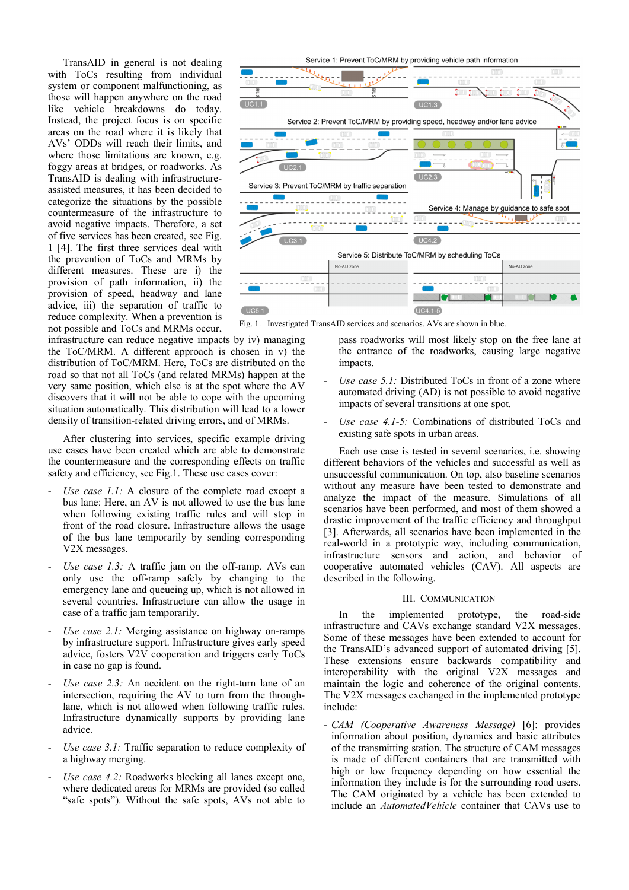TransAID in general is not dealing with ToCs resulting from individual system or component malfunctioning, as those will happen anywhere on the road like vehicle breakdowns do today. Instead, the project focus is on specific areas on the road where it is likely that AVs' ODDs will reach their limits, and where those limitations are known, e.g. foggy areas at bridges, or roadworks. As TransAID is dealing with infrastructure-assisted measures, it has been decided to categorize the situations by the possible countermeasure of the infrastructure to avoid negative impacts. Therefore, a set of five services has been created, see Fig. 1 [4]. The first three services deal with the prevention of ToCs and MRMs by different measures. These are i) the provision of path information, ii) the provision of speed, headway and lane advice, iii) the separation of traffic to reduce complexity. When a prevention is not possible and ToCs and MRMs occur, infrastructure can reduce negative impacts by iv) managing the ToC/MRM. A different approach is chosen in v) the distribution of ToC/MRM. Here, ToCs are distributed on the road so that not all ToCs (and related MRMs) happen at the very same position, which else is at the spot where the AV discovers that it will not be able to cope with the upcoming situation automatically. This distribution will lead to a lower density of transition-related driving errors, and of MRMs.

Fig. 1. Investigated TransAID services and scenarios. AVs are shown in blue.

After clustering into services, specific example driving use cases have been chosen which are able to demonstrate the countermeasure and the corresponding effects on traffic safety and efficiency, see Fig.1. These use cases cover:

- *Use case 1.1:* A closure of the complete road except a bus lane: Here, an AV is not allowed to use the bus lane when following existing traffic rules and will stop in front of the road closure. Infrastructure allows the usage of the bus lane temporarily by sending corresponding V2X messages.
- *Use case 1.3:* A traffic jam on the off-ramp. AVs can only use the off-ramp safely by changing to the emergency lane and queueing up, which is not allowed in several countries. Infrastructure can allow the usage in case of a traffic jam temporarily.
- *Use case 2.1:* Merging assistance on highway on-ramps by infrastructure support. Infrastructure gives early speed advice, fosters V2V cooperation and triggers early ToCs in case no gap is found.
- *Use case 2.3:* An accident on the right-turn lane of an intersection, requiring the AV to turn from the through-lane, which is not allowed when following traffic rules. Infrastructure dynamically supports by providing lane advice.
- *Use case 3.1:* Traffic separation to reduce complexity of a highway merging.
- *Use case 4.2:* Roadworks blocking all lanes except one, where dedicated areas for MRMs are provided (so called "safe spots"). Without the safe spots, AVs not able to pass roadworks will most likely stop on the free lane at the entrance of the roadworks, causing large negative impacts.
- *Use case 5.1:* Distributed ToCs in front of a zone where automated driving (AD) is not possible to avoid negative impacts of several transitions at one spot.
- *Use case 4.1-5:* Combinations of distributed ToCs and existing safe spots in urban areas.

Each use case is tested in several scenarios, i.e. showing different behaviors of the vehicles and successful as well as unsuccessful communication. On top, also baseline scenarios without any measure have been tested to demonstrate and analyze the impact of the measure. Simulations of all scenarios have been performed, and most of them showed a drastic improvement of the traffic efficiency and throughput [3]. Afterwards, all scenarios have been implemented in the real-world in a prototypic way, including communication, infrastructure sensors and action, and behavior of cooperative automated vehicles (CAV). All aspects are described in the following.

## III. Communication

In the implemented prototype, the road-side infrastructure and CAVs exchange standard V2X messages. Some of these messages have been extended to account for the TransAID's advanced support of automated driving [5]. These extensions ensure backwards compatibility and interoperability with the original V2X messages and maintain the logic and coherence of the original contents. The V2X messages exchanged in the implemented prototype include:

- *CAM (Cooperative Awareness Message)* [6]: provides information about position, dynamics and basic attributes of the transmitting station. The structure of CAM messages is made of different containers that are transmitted with high or low frequency depending on how essential the information they include is for the surrounding road users. The CAM originated by a vehicle has been extended to include an *AutomatedVehicle* container that CAVs use to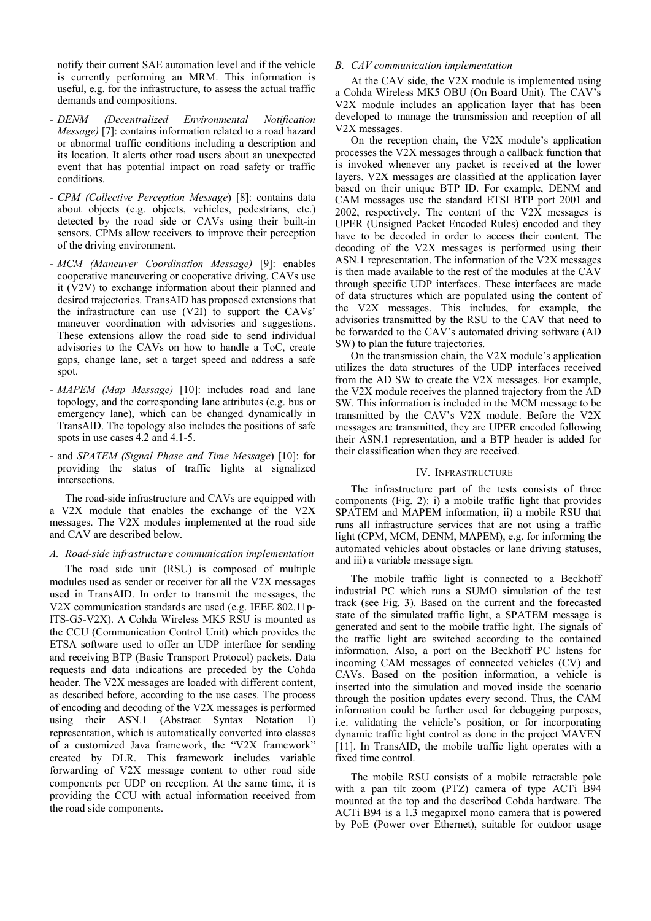notify their current SAE automation level and if the vehicle is currently performing an MRM. This information is useful, e.g. for the infrastructure, to assess the actual traffic demands and compositions.

- *DENM (Decentralized Environmental Notification Message)* [7]: contains information related to a road hazard or abnormal traffic conditions including a description and its location. It alerts other road users about an unexpected event that has potential impact on road safety or traffic conditions.
- *CPM (Collective Perception Message*) [8]: contains data about objects (e.g. objects, vehicles, pedestrians, etc.) detected by the road side or CAVs using their built-in sensors. CPMs allow receivers to improve their perception of the driving environment.
- *MCM (Maneuver Coordination Message)* [9]: enables cooperative maneuvering or cooperative driving. CAVs use it (V2V) to exchange information about their planned and desired trajectories. TransAID has proposed extensions that the infrastructure can use (V2I) to support the CAVs' maneuver coordination with advisories and suggestions. These extensions allow the road side to send individual advisories to the CAVs on how to handle a ToC, create gaps, change lane, set a target speed and address a safe spot.
- *MAPEM (Map Message)* [10]: includes road and lane topology, and the corresponding lane attributes (e.g. bus or emergency lane), which can be changed dynamically in TransAID. The topology also includes the positions of safe spots in use cases 4.2 and 4.1-5.
- and *SPATEM (Signal Phase and Time Message*) [10]: for providing the status of traffic lights at signalized intersections.

The road-side infrastructure and CAVs are equipped with a V2X module that enables the exchange of the V2X messages. The V2X modules implemented at the road side and CAV are described below.

### *A. Road-side infrastructure communication implementation*

The road side unit (RSU) is composed of multiple modules used as sender or receiver for all the V2X messages used in TransAID. In order to transmit the messages, the V2X communication standards are used (e.g. IEEE 802.11p-ITS-G5-V2X). A Cohda Wireless MK5 RSU is mounted as the CCU (Communication Control Unit) which provides the ETSA software used to offer an UDP interface for sending and receiving BTP (Basic Transport Protocol) packets. Data requests and data indications are preceded by the Cohda header. The V2X messages are loaded with different content, as described before, according to the use cases. The process of encoding and decoding of the V2X messages is performed using their ASN.1 (Abstract Syntax Notation 1) representation, which is automatically converted into classes of a customized Java framework, the "V2X framework" created by DLR. This framework includes variable forwarding of V2X message content to other road side components per UDP on reception. At the same time, it is providing the CCU with actual information received from the road side components.

### *B. CAV communication implementation*

At the CAV side, the V2X module is implemented using a Cohda Wireless MK5 OBU (On Board Unit). The CAV's V2X module includes an application layer that has been developed to manage the transmission and reception of all V2X messages.

On the reception chain, the V2X module's application processes the V2X messages through a callback function that is invoked whenever any packet is received at the lower layers. V2X messages are classified at the application layer based on their unique BTP ID. For example, DENM and CAM messages use the standard ETSI BTP port 2001 and 2002, respectively. The content of the V2X messages is UPER (Unsigned Packet Encoded Rules) encoded and they have to be decoded in order to access their content. The decoding of the V2X messages is performed using their ASN.1 representation. The information of the V2X messages is then made available to the rest of the modules at the CAV through specific UDP interfaces. These interfaces are made of data structures which are populated using the content of the V2X messages. This includes, for example, the advisories transmitted by the RSU to the CAV that need to be forwarded to the CAV's automated driving software (AD SW) to plan the future trajectories.

On the transmission chain, the V2X module's application utilizes the data structures of the UDP interfaces received from the AD SW to create the V2X messages. For example, the V2X module receives the planned trajectory from the AD SW. This information is included in the MCM message to be transmitted by the CAV's V2X module. Before the V2X messages are transmitted, they are UPER encoded following their ASN.1 representation, and a BTP header is added for their classification when they are received.

## IV. Infrastructure

The infrastructure part of the tests consists of three components (Fig. 2): i) a mobile traffic light that provides SPATEM and MAPEM information, ii) a mobile RSU that runs all infrastructure services that are not using a traffic light (CPM, MCM, DENM, MAPEM), e.g. for informing the automated vehicles about obstacles or lane driving statuses, and iii) a variable message sign.

The mobile traffic light is connected to a Beckhoff industrial PC which runs a SUMO simulation of the test track (see Fig. 3). Based on the current and the forecasted state of the simulated traffic light, a SPATEM message is generated and sent to the mobile traffic light. The signals of the traffic light are switched according to the contained information. Also, a port on the Beckhoff PC listens for incoming CAM messages of connected vehicles (CV) and CAVs. Based on the position information, a vehicle is inserted into the simulation and moved inside the scenario through the position updates every second. Thus, the CAM information could be further used for debugging purposes, i.e. validating the vehicle's position, or for incorporating dynamic traffic light control as done in the project MAVEN [11]. In TransAID, the mobile traffic light operates with a fixed time control.

The mobile RSU consists of a mobile retractable pole with a pan tilt zoom (PTZ) camera of type ACTi B94 mounted at the top and the described Cohda hardware. The ACTi B94 is a 1.3 megapixel mono camera that is powered by PoE (Power over Ethernet), suitable for outdoor usage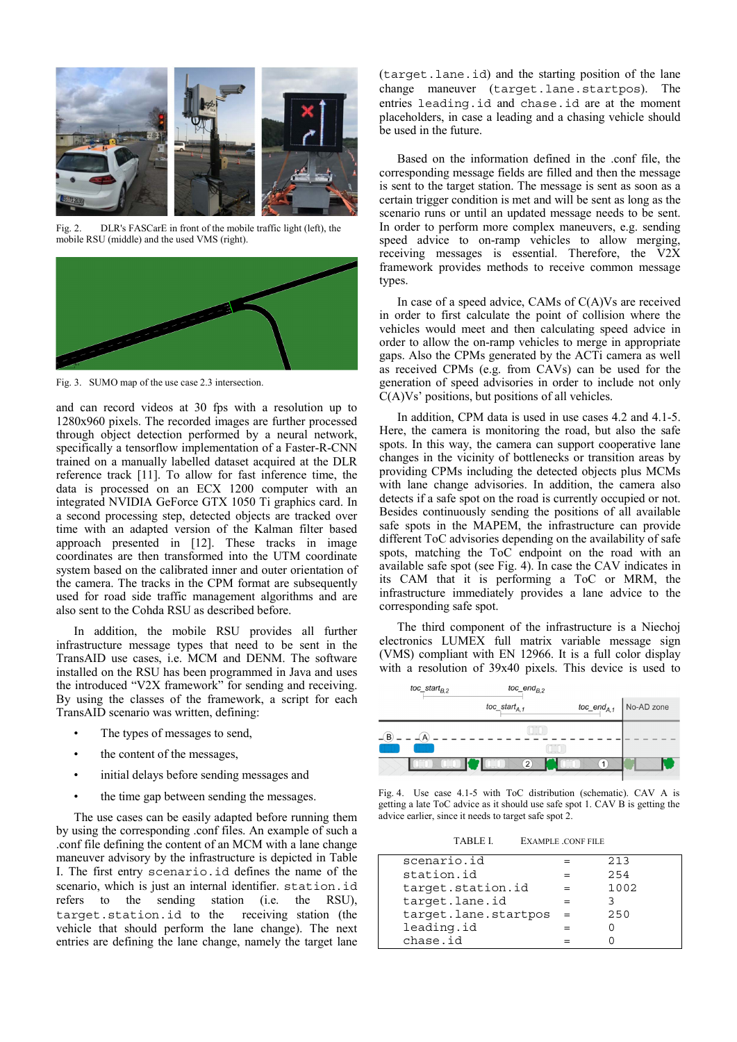Fig. 2. DLR's FASCarE in front of the mobile traffic light (left), the mobile RSU (middle) and the used VMS (right).

Fig. 3. SUMO map of the use case 2.3 intersection.

and can record videos at 30 fps with a resolution up to 1280x960 pixels. The recorded images are further processed through object detection performed by a neural network, specifically a tensorflow implementation of a Faster-R-CNN trained on a manually labelled dataset acquired at the DLR reference track [11]. To allow for fast inference time, the data is processed on an ECX 1200 computer with an integrated NVIDIA GeForce GTX 1050 Ti graphics card. In a second processing step, detected objects are tracked over time with an adapted version of the Kalman filter based approach presented in [12]. These tracks in image coordinates are then transformed into the UTM coordinate system based on the calibrated inner and outer orientation of the camera. The tracks in the CPM format are subsequently used for road side traffic management algorithms and are also sent to the Cohda RSU as described before.

In addition, the mobile RSU provides all further infrastructure message types that need to be sent in the TransAID use cases, i.e. MCM and DENM. The software installed on the RSU has been programmed in Java and uses the introduced "V2X framework" for sending and receiving. By using the classes of the framework, a script for each TransAID scenario was written, defining:

- The types of messages to send,
- the content of the messages,
- initial delays before sending messages and
- the time gap between sending the messages.

The use cases can be easily adapted before running them by using the corresponding .conf files. An example of such a .conf file defining the content of an MCM with a lane change maneuver advisory by the infrastructure is depicted in Table I. The first entry `scenario.id` defines the name of the scenario, which is just an internal identifier. `station.id` refers to the sending station (i.e. the RSU), `target.station.id` to the receiving station (the vehicle that should perform the lane change). The next entries are defining the lane change, namely the target lane (`target.lane.id`) and the starting position of the lane change maneuver (`target.lane.startpos`). The entries `leading.id` and `chase.id` are at the moment placeholders, in case a leading and a chasing vehicle should be used in the future.

Based on the information defined in the .conf file, the corresponding message fields are filled and then the message is sent to the target station. The message is sent as soon as a certain trigger condition is met and will be sent as long as the scenario runs or until an updated message needs to be sent. In order to perform more complex maneuvers, e.g. sending speed advice to on-ramp vehicles to allow merging, receiving messages is essential. Therefore, the V2X framework provides methods to receive common message types.

In case of a speed advice, CAMs of C(A)Vs are received in order to first calculate the point of collision where the vehicles would meet and then calculating speed advice in order to allow the on-ramp vehicles to merge in appropriate gaps. Also the CPMs generated by the ACTi camera as well as received CPMs (e.g. from CAVs) can be used for the generation of speed advisories in order to include not only C(A)Vs' positions, but positions of all vehicles.

In addition, CPM data is used in use cases 4.2 and 4.1-5. Here, the camera is monitoring the road, but also the safe spots. In this way, the camera can support cooperative lane changes in the vicinity of bottlenecks or transition areas by providing CPMs including the detected objects plus MCMs with lane change advisories. In addition, the camera also detects if a safe spot on the road is currently occupied or not. Besides continuously sending the positions of all available safe spots in the MAPEM, the infrastructure can provide different ToC advisories depending on the availability of safe spots, matching the ToC endpoint on the road with an available safe spot (see Fig. 4). In case the CAV indicates in its CAM that it is performing a ToC or MRM, the infrastructure immediately provides a lane advice to the corresponding safe spot.

The third component of the infrastructure is a Niechoj electronics LUMEX full matrix variable message sign (VMS) compliant with EN 12966. It is a full color display with a resolution of 39x40 pixels. This device is used to

Fig. 4. Use case 4.1-5 with ToC distribution (schematic). CAV A is getting a late ToC advice as it should use safe spot 1. CAV B is getting the advice earlier, since it needs to target safe spot 2.

TABLE I. EXAMPLE .CONF FILE

| | | |
|---|---|---|
| scenario.id | = | 213 |
| station.id | = | 254 |
| target.station.id | = | 1002 |
| target.lane.id | = | 3 |
| target.lane.startpos | = | 250 |
| leading.id | = | 0 |
| chase.id | = | 0 |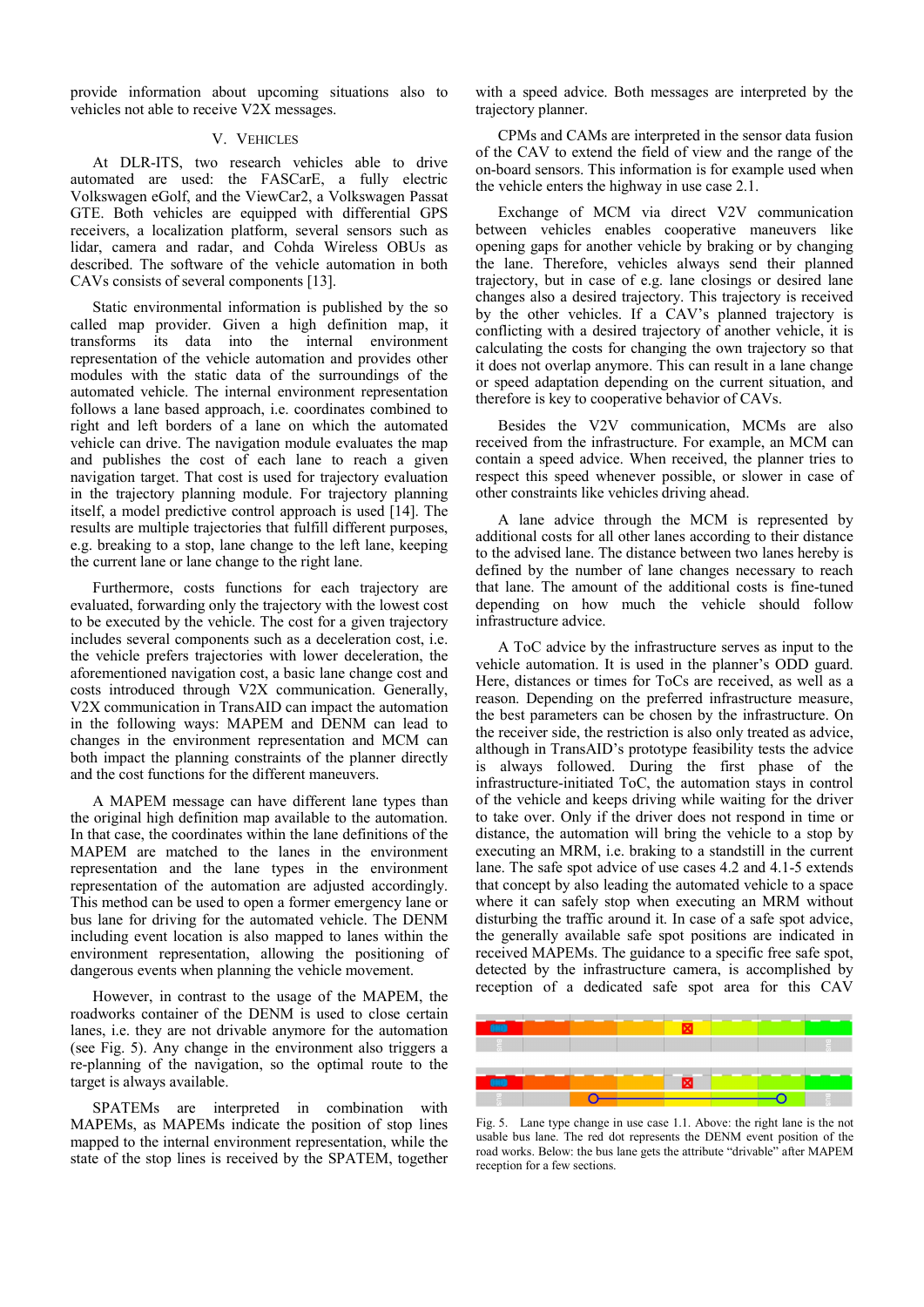provide information about upcoming situations also to vehicles not able to receive V2X messages.

## V. Vehicles

At DLR-ITS, two research vehicles able to drive automated are used: the FASCarE, a fully electric Volkswagen eGolf, and the ViewCar2, a Volkswagen Passat GTE. Both vehicles are equipped with differential GPS receivers, a localization platform, several sensors such as lidar, camera and radar, and Cohda Wireless OBUs as described. The software of the vehicle automation in both CAVs consists of several components [13].

Static environmental information is published by the so called map provider. Given a high definition map, it transforms its data into the internal environment representation of the vehicle automation and provides other modules with the static data of the surroundings of the automated vehicle. The internal environment representation follows a lane based approach, i.e. coordinates combined to right and left borders of a lane on which the automated vehicle can drive. The navigation module evaluates the map and publishes the cost of each lane to reach a given navigation target. That cost is used for trajectory evaluation in the trajectory planning module. For trajectory planning itself, a model predictive control approach is used [14]. The results are multiple trajectories that fulfill different purposes, e.g. breaking to a stop, lane change to the left lane, keeping the current lane or lane change to the right lane.

Furthermore, costs functions for each trajectory are evaluated, forwarding only the trajectory with the lowest cost to be executed by the vehicle. The cost for a given trajectory includes several components such as a deceleration cost, i.e. the vehicle prefers trajectories with lower deceleration, the aforementioned navigation cost, a basic lane change cost and costs introduced through V2X communication. Generally, V2X communication in TransAID can impact the automation in the following ways: MAPEM and DENM can lead to changes in the environment representation and MCM can both impact the planning constraints of the planner directly and the cost functions for the different maneuvers.

A MAPEM message can have different lane types than the original high definition map available to the automation. In that case, the coordinates within the lane definitions of the MAPEM are matched to the lanes in the environment representation and the lane types in the environment representation of the automation are adjusted accordingly. This method can be used to open a former emergency lane or bus lane for driving for the automated vehicle. The DENM including event location is also mapped to lanes within the environment representation, allowing the positioning of dangerous events when planning the vehicle movement.

However, in contrast to the usage of the MAPEM, the roadworks container of the DENM is used to close certain lanes, i.e. they are not drivable anymore for the automation (see Fig. 5). Any change in the environment also triggers a re-planning of the navigation, so the optimal route to the target is always available.

SPATEMs are interpreted in combination with MAPEMs, as MAPEMs indicate the position of stop lines mapped to the internal environment representation, while the state of the stop lines is received by the SPATEM, together with a speed advice. Both messages are interpreted by the trajectory planner.

CPMs and CAMs are interpreted in the sensor data fusion of the CAV to extend the field of view and the range of the on-board sensors. This information is for example used when the vehicle enters the highway in use case 2.1.

Exchange of MCM via direct V2V communication between vehicles enables cooperative maneuvers like opening gaps for another vehicle by braking or by changing the lane. Therefore, vehicles always send their planned trajectory, but in case of e.g. lane closings or desired lane changes also a desired trajectory. This trajectory is received by the other vehicles. If a CAV's planned trajectory is conflicting with a desired trajectory of another vehicle, it is calculating the costs for changing the own trajectory so that it does not overlap anymore. This can result in a lane change or speed adaptation depending on the current situation, and therefore is key to cooperative behavior of CAVs.

Besides the V2V communication, MCMs are also received from the infrastructure. For example, an MCM can contain a speed advice. When received, the planner tries to respect this speed whenever possible, or slower in case of other constraints like vehicles driving ahead.

A lane advice through the MCM is represented by additional costs for all other lanes according to their distance to the advised lane. The distance between two lanes hereby is defined by the number of lane changes necessary to reach that lane. The amount of the additional costs is fine-tuned depending on how much the vehicle should follow infrastructure advice.

A ToC advice by the infrastructure serves as input to the vehicle automation. It is used in the planner's ODD guard. Here, distances or times for ToCs are received, as well as a reason. Depending on the preferred infrastructure measure, the best parameters can be chosen by the infrastructure. On the receiver side, the restriction is also only treated as advice, although in TransAID's prototype feasibility tests the advice is always followed. During the first phase of the infrastructure-initiated ToC, the automation stays in control of the vehicle and keeps driving while waiting for the driver to take over. Only if the driver does not respond in time or distance, the automation will bring the vehicle to a stop by executing an MRM, i.e. braking to a standstill in the current lane. The safe spot advice of use cases 4.2 and 4.1-5 extends that concept by also leading the automated vehicle to a space where it can safely stop when executing an MRM without disturbing the traffic around it. In case of a safe spot advice, the generally available safe spot positions are indicated in received MAPEMs. The guidance to a specific free safe spot, detected by the infrastructure camera, is accomplished by reception of a dedicated safe spot area for this CAV

Fig. 5. Lane type change in use case 1.1. Above: the right lane is the not usable bus lane. The red dot represents the DENM event position of the road works. Below: the bus lane gets the attribute "drivable" after MAPEM reception for a few sections.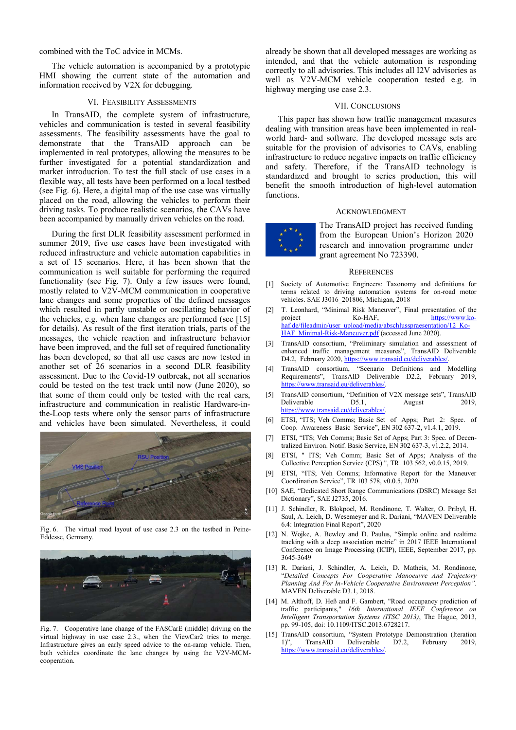combined with the ToC advice in MCMs.

The vehicle automation is accompanied by a prototypic HMI showing the current state of the automation and information received by V2X for debugging.

## VI. Feasibility Assessments

In TransAID, the complete system of infrastructure, vehicles and communication is tested in several feasibility assessments. The feasibility assessments have the goal to demonstrate that the TransAID approach can be implemented in real prototypes, allowing the measures to be further investigated for a potential standardization and market introduction. To test the full stack of use cases in a flexible way, all tests have been performed on a local testbed (see Fig. 6). Here, a digital map of the use case was virtually placed on the road, allowing the vehicles to perform their driving tasks. To produce realistic scenarios, the CAVs have been accompanied by manually driven vehicles on the road.

During the first DLR feasibility assessment performed in summer 2019, five use cases have been investigated with reduced infrastructure and vehicle automation capabilities in a set of 15 scenarios. Here, it has been shown that the communication is well suitable for performing the required functionality (see Fig. 7). Only a few issues were found, mostly related to V2V-MCM communication in cooperative lane changes and some properties of the defined messages which resulted in partly unstable or oscillating behavior of the vehicles, e.g. when lane changes are performed (see [15] for details). As result of the first iteration trials, parts of the messages, the vehicle reaction and infrastructure behavior have been improved, and the full set of required functionality has been developed, so that all use cases are now tested in another set of 26 scenarios in a second DLR feasibility assessment. Due to the Covid-19 outbreak, not all scenarios could be tested on the test track until now (June 2020), so that some of them could only be tested with the real cars, infrastructure and communication in realistic Hardware-in-the-Loop tests where only the sensor parts of infrastructure and vehicles have been simulated. Nevertheless, it could already be shown that all developed messages are working as intended, and that the vehicle automation is responding correctly to all advisories. This includes all I2V advisories as well as V2V-MCM vehicle cooperation tested e.g. in highway merging use case 2.3.

RSU Position
VMS Position
Reference Point

Fig. 6. The virtual road layout of use case 2.3 on the testbed in Peine-Eddesse, Germany.

Fig. 7. Cooperative lane change of the FASCarE (middle) driving on the virtual highway in use case 2.3., when the ViewCar2 tries to merge. Infrastructure gives an early speed advice to the on-ramp vehicle. Then, both vehicles coordinate the lane changes by using the V2V-MCM-cooperation.

## VII. Conclusions

This paper has shown how traffic management measures dealing with transition areas have been implemented in real-world hard- and software. The developed message sets are suitable for the provision of advisories to CAVs, enabling infrastructure to reduce negative impacts on traffic efficiency and safety. Therefore, if the TransAID technology is standardized and brought to series production, this will benefit the smooth introduction of high-level automation functions.

## Acknowledgment

The TransAID project has received funding from the European Union's Horizon 2020 research and innovation programme under grant agreement No 723390.

## References

[1] Society of Automotive Engineers: Taxonomy and definitions for terms related to driving automation systems for on-road motor vehicles. SAE J3016_201806, Michigan, 2018

[2] T. Leonhard, "Minimal Risk Maneuver", Final presentation of the project Ko-HAF, https://www.ko-haf.de/fileadmin/user_upload/media/abschlusspraesentation/12_Ko-HAF_Minimal-Risk-Maneuver.pdf (accessed June 2020).

[3] TransAID consortium, "Preliminary simulation and assessment of enhanced traffic management measures", TransAID Deliverable D4.2, February 2020, https://www.transaid.eu/deliverables/.

[4] TransAID consortium, "Scenario Definitions and Modelling Requirements", TransAID Deliverable D2.2, February 2019, https://www.transaid.eu/deliverables/.

[5] TransAID consortium, "Definition of V2X message sets", TransAID Deliverable D5.1, August 2019, https://www.transaid.eu/deliverables/.

[6] ETSI, "ITS; Veh Comms; Basic Set of Apps; Part 2: Spec. of Coop. Awareness Basic Service", EN 302 637-2, v1.4.1, 2019.

[7] ETSI, "ITS; Veh Comms; Basic Set of Apps; Part 3: Spec. of Decentralized Environ. Notif. Basic Service, EN 302 637-3, v1.2.2, 2014.

[8] ETSI, " ITS; Veh Comm; Basic Set of Apps; Analysis of the Collective Perception Service (CPS) ", TR. 103 562, v0.0.15, 2019.

[9] ETSI, "ITS; Veh Comms; Informative Report for the Maneuver Coordination Service", TR 103 578, v0.0.5, 2020.

[10] SAE, "Dedicated Short Range Communications (DSRC) Message Set Dictionary", SAE J2735, 2016.

[11] J. Schindler, R. Blokpoel, M. Rondinone, T. Walter, O. Pribyl, H. Saul, A. Leich, D. Wesemeyer and R. Dariani, "MAVEN Deliverable 6.4: Integration Final Report", 2020

[12] N. Wojke, A. Bewley and D. Paulus, "Simple online and realtime tracking with a deep association metric" in 2017 IEEE International Conference on Image Processing (ICIP), IEEE, September 2017, pp. 3645-3649

[13] R. Dariani, J. Schindler, A. Leich, D. Matheis, M. Rondinone, "*Detailed Concepts For Cooperative Manoeuvre And Trajectory Planning And For In-Vehicle Cooperative Environment Perception*". MAVEN Deliverable D3.1, 2018.

[14] M. Althoff, D. Heß and F. Gambert, "Road occupancy prediction of traffic participants," *16th International IEEE Conference on Intelligent Transportation Systems (ITSC 2013)*, The Hague, 2013, pp. 99-105, doi: 10.1109/ITSC.2013.6728217.

[15] TransAID consortium, "System Prototype Demonstration (Iteration 1)", TransAID Deliverable D7.2, February 2019, https://www.transaid.eu/deliverables/.